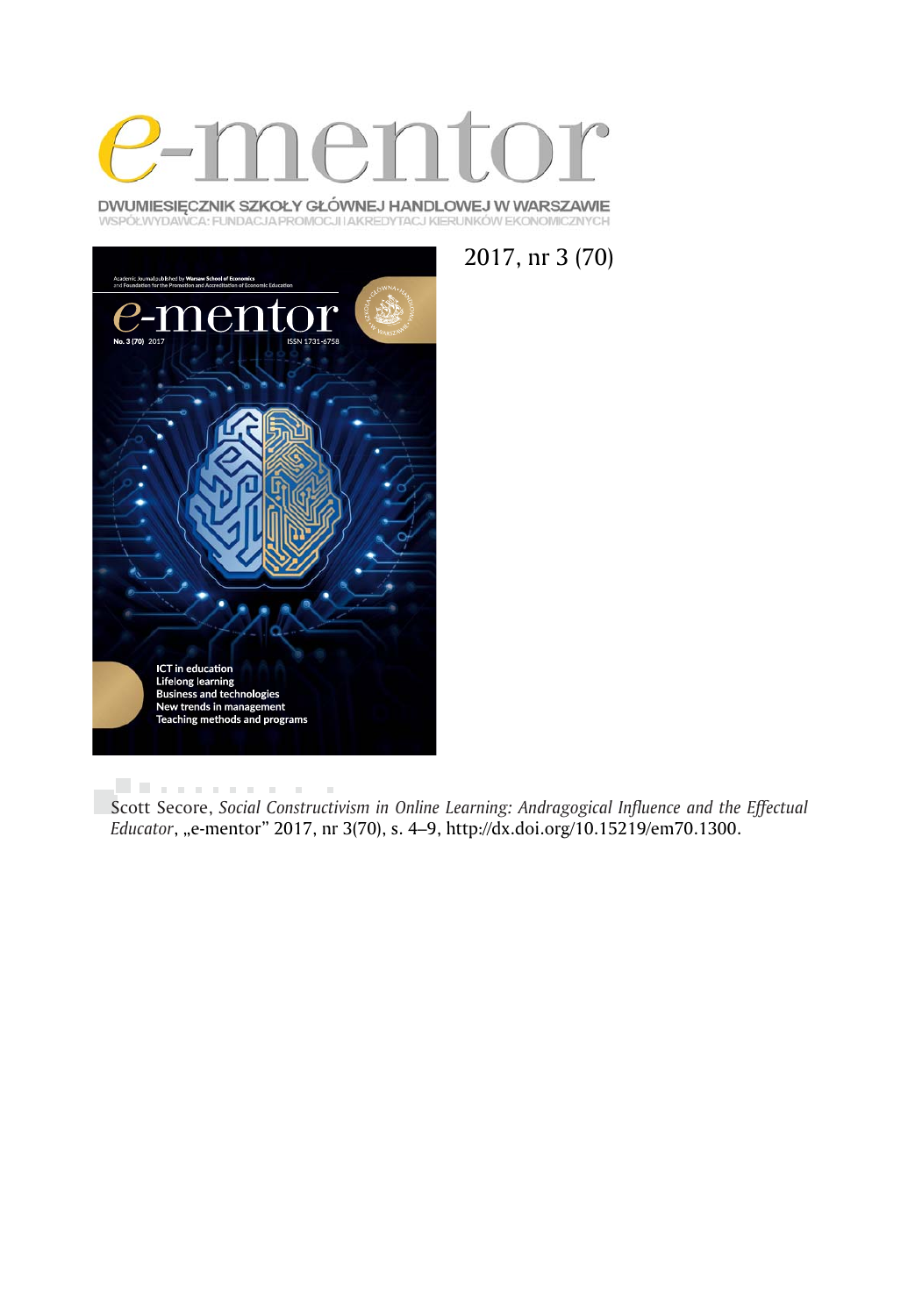# e-mentor

DWUMIESIĘCZNIK SZKOŁY GŁÓWNEJ HANDLOWEJ W WARSZAWIE
WSPÓŁWYDAWCA: FUNDACJA PROMOCJI I AKREDYTACJI KIERUNKÓW EKONOMICZNYCH

2017, nr 3 (70)

Scott Secore, *Social Constructivism in Online Learning: Andragogical Influence and the Effectual Educator*, „e-mentor" 2017, nr 3(70), s. 4–9, http://dx.doi.org/10.15219/em70.1300.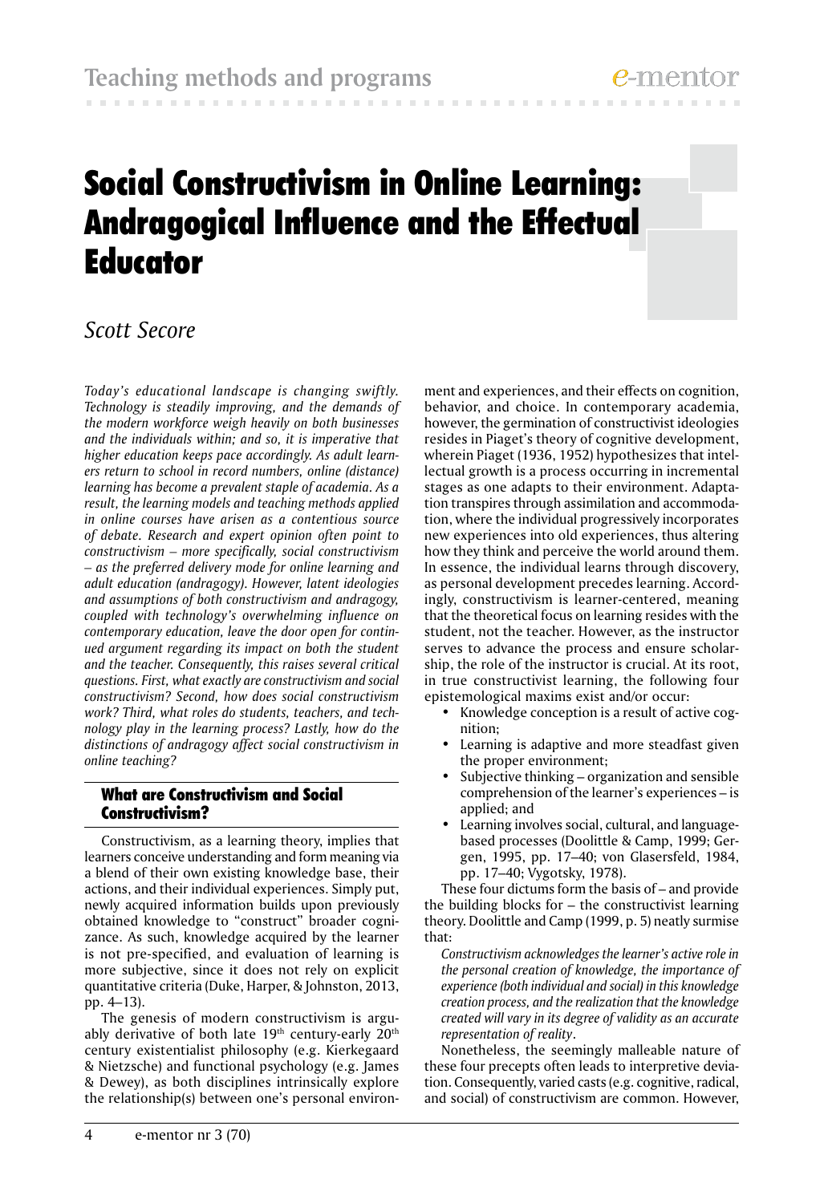# Social Constructivism in Online Learning: Andragogical Influence and the Effectual Educator

*Scott Secore*

*Today's educational landscape is changing swiftly. Technology is steadily improving, and the demands of the modern workforce weigh heavily on both businesses and the individuals within; and so, it is imperative that higher education keeps pace accordingly. As adult learners return to school in record numbers, online (distance) learning has become a prevalent staple of academia. As a result, the learning models and teaching methods applied in online courses have arisen as a contentious source of debate. Research and expert opinion often point to constructivism – more specifically, social constructivism – as the preferred delivery mode for online learning and adult education (andragogy). However, latent ideologies and assumptions of both constructivism and andragogy, coupled with technology's overwhelming influence on contemporary education, leave the door open for continued argument regarding its impact on both the student and the teacher. Consequently, this raises several critical questions. First, what exactly are constructivism and social constructivism? Second, how does social constructivism work? Third, what roles do students, teachers, and technology play in the learning process? Lastly, how do the distinctions of andragogy affect social constructivism in online teaching?*

### What are Constructivism and Social Constructivism?

Constructivism, as a learning theory, implies that learners conceive understanding and form meaning via a blend of their own existing knowledge base, their actions, and their individual experiences. Simply put, newly acquired information builds upon previously obtained knowledge to "construct" broader cognizance. As such, knowledge acquired by the learner is not pre-specified, and evaluation of learning is more subjective, since it does not rely on explicit quantitative criteria (Duke, Harper, & Johnston, 2013, pp. 4–13).

The genesis of modern constructivism is arguably derivative of both late 19th century-early 20th century existentialist philosophy (e.g. Kierkegaard & Nietzsche) and functional psychology (e.g. James & Dewey), as both disciplines intrinsically explore the relationship(s) between one's personal environment and experiences, and their effects on cognition, behavior, and choice. In contemporary academia, however, the germination of constructivist ideologies resides in Piaget's theory of cognitive development, wherein Piaget (1936, 1952) hypothesizes that intellectual growth is a process occurring in incremental stages as one adapts to their environment. Adaptation transpires through assimilation and accommodation, where the individual progressively incorporates new experiences into old experiences, thus altering how they think and perceive the world around them. In essence, the individual learns through discovery, as personal development precedes learning. Accordingly, constructivism is learner-centered, meaning that the theoretical focus on learning resides with the student, not the teacher. However, as the instructor serves to advance the process and ensure scholarship, the role of the instructor is crucial. At its root, in true constructivist learning, the following four epistemological maxims exist and/or occur:

- Knowledge conception is a result of active cognition;
- Learning is adaptive and more steadfast given the proper environment;
- Subjective thinking – organization and sensible comprehension of the learner's experiences – is applied; and
- Learning involves social, cultural, and language-based processes (Doolittle & Camp, 1999; Gergen, 1995, pp. 17–40; von Glasersfeld, 1984, pp. 17–40; Vygotsky, 1978).

These four dictums form the basis of – and provide the building blocks for – the constructivist learning theory. Doolittle and Camp (1999, p. 5) neatly surmise that:

*Constructivism acknowledges the learner's active role in the personal creation of knowledge, the importance of experience (both individual and social) in this knowledge creation process, and the realization that the knowledge created will vary in its degree of validity as an accurate representation of reality*.

Nonetheless, the seemingly malleable nature of these four precepts often leads to interpretive deviation. Consequently, varied casts (e.g. cognitive, radical, and social) of constructivism are common. However,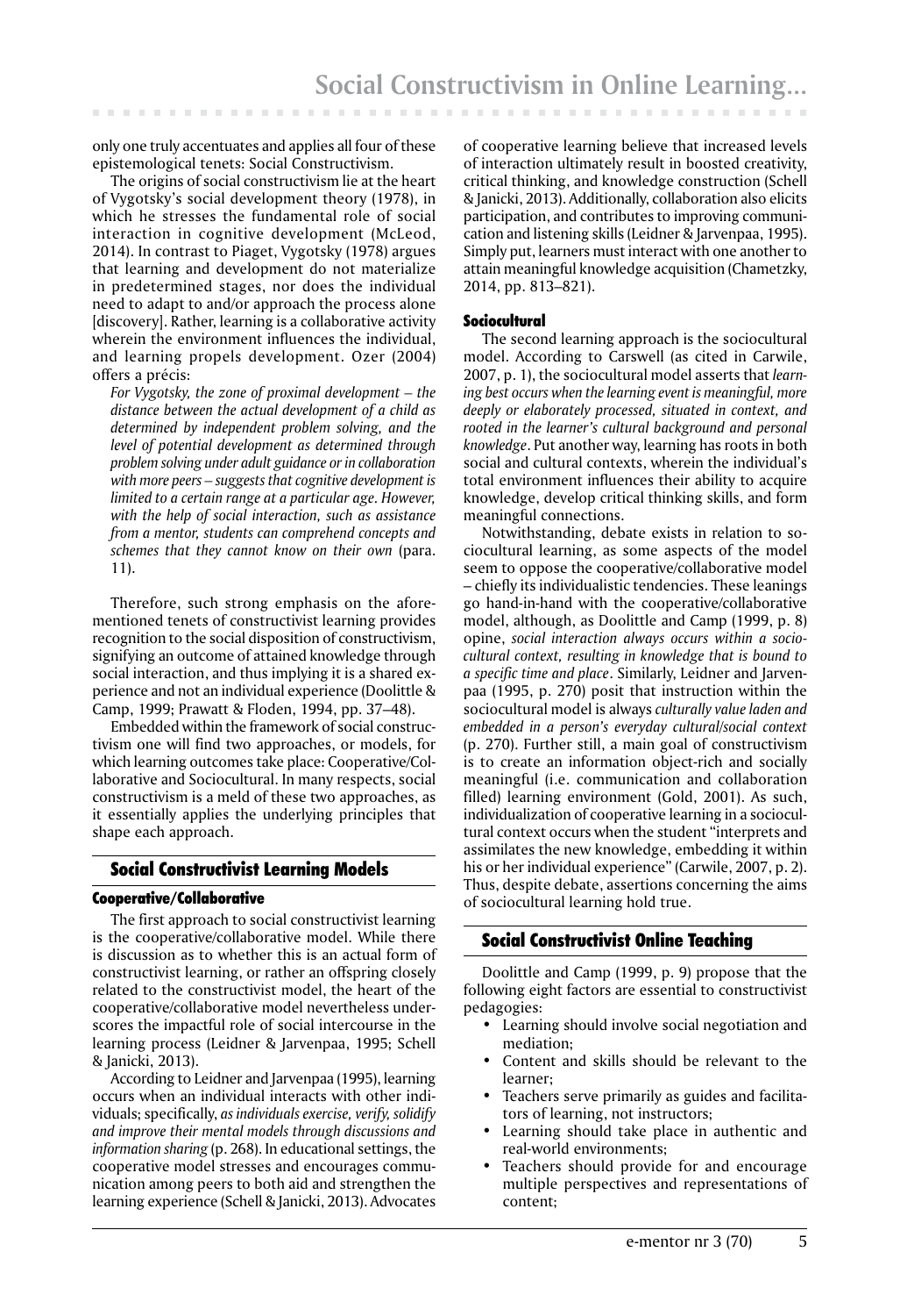only one truly accentuates and applies all four of these epistemological tenets: Social Constructivism.

The origins of social constructivism lie at the heart of Vygotsky's social development theory (1978), in which he stresses the fundamental role of social interaction in cognitive development (McLeod, 2014). In contrast to Piaget, Vygotsky (1978) argues that learning and development do not materialize in predetermined stages, nor does the individual need to adapt to and/or approach the process alone [discovery]. Rather, learning is a collaborative activity wherein the environment influences the individual, and learning propels development. Ozer (2004) offers a précis:

*For Vygotsky, the zone of proximal development – the distance between the actual development of a child as determined by independent problem solving, and the level of potential development as determined through problem solving under adult guidance or in collaboration with more peers – suggests that cognitive development is limited to a certain range at a particular age. However, with the help of social interaction, such as assistance from a mentor, students can comprehend concepts and schemes that they cannot know on their own* (para. 11).

Therefore, such strong emphasis on the aforementioned tenets of constructivist learning provides recognition to the social disposition of constructivism, signifying an outcome of attained knowledge through social interaction, and thus implying it is a shared experience and not an individual experience (Doolittle & Camp, 1999; Prawatt & Floden, 1994, pp. 37–48).

Embedded within the framework of social constructivism one will find two approaches, or models, for which learning outcomes take place: Cooperative/Collaborative and Sociocultural. In many respects, social constructivism is a meld of these two approaches, as it essentially applies the underlying principles that shape each approach.

## Social Constructivist Learning Models

### Cooperative/Collaborative

The first approach to social constructivist learning is the cooperative/collaborative model. While there is discussion as to whether this is an actual form of constructivist learning, or rather an offspring closely related to the constructivist model, the heart of the cooperative/collaborative model nevertheless underscores the impactful role of social intercourse in the learning process (Leidner & Jarvenpaa, 1995; Schell & Janicki, 2013).

According to Leidner and Jarvenpaa (1995), learning occurs when an individual interacts with other individuals; specifically, *as individuals exercise, verify, solidify and improve their mental models through discussions and information sharing* (p. 268). In educational settings, the cooperative model stresses and encourages communication among peers to both aid and strengthen the learning experience (Schell & Janicki, 2013). Advocates of cooperative learning believe that increased levels of interaction ultimately result in boosted creativity, critical thinking, and knowledge construction (Schell & Janicki, 2013). Additionally, collaboration also elicits participation, and contributes to improving communication and listening skills (Leidner & Jarvenpaa, 1995). Simply put, learners must interact with one another to attain meaningful knowledge acquisition (Chametzky, 2014, pp. 813–821).

### Sociocultural

The second learning approach is the sociocultural model. According to Carswell (as cited in Carwile, 2007, p. 1), the sociocultural model asserts that *learning best occurs when the learning event is meaningful, more deeply or elaborately processed, situated in context, and rooted in the learner's cultural background and personal knowledge*. Put another way, learning has roots in both social and cultural contexts, wherein the individual's total environment influences their ability to acquire knowledge, develop critical thinking skills, and form meaningful connections.

Notwithstanding, debate exists in relation to sociocultural learning, as some aspects of the model seem to oppose the cooperative/collaborative model – chiefly its individualistic tendencies. These leanings go hand-in-hand with the cooperative/collaborative model, although, as Doolittle and Camp (1999, p. 8) opine, *social interaction always occurs within a sociocultural context, resulting in knowledge that is bound to a specific time and place*. Similarly, Leidner and Jarvenpaa (1995, p. 270) posit that instruction within the sociocultural model is always *culturally value laden and embedded in a person's everyday cultural/social context* (p. 270). Further still, a main goal of constructivism is to create an information object-rich and socially meaningful (i.e. communication and collaboration filled) learning environment (Gold, 2001). As such, individualization of cooperative learning in a sociocultural context occurs when the student "interprets and assimilates the new knowledge, embedding it within his or her individual experience" (Carwile, 2007, p. 2). Thus, despite debate, assertions concerning the aims of sociocultural learning hold true.

## Social Constructivist Online Teaching

Doolittle and Camp (1999, p. 9) propose that the following eight factors are essential to constructivist pedagogies:

- Learning should involve social negotiation and mediation;
- Content and skills should be relevant to the learner;
- Teachers serve primarily as guides and facilitators of learning, not instructors;
- Learning should take place in authentic and real-world environments;
- Teachers should provide for and encourage multiple perspectives and representations of content;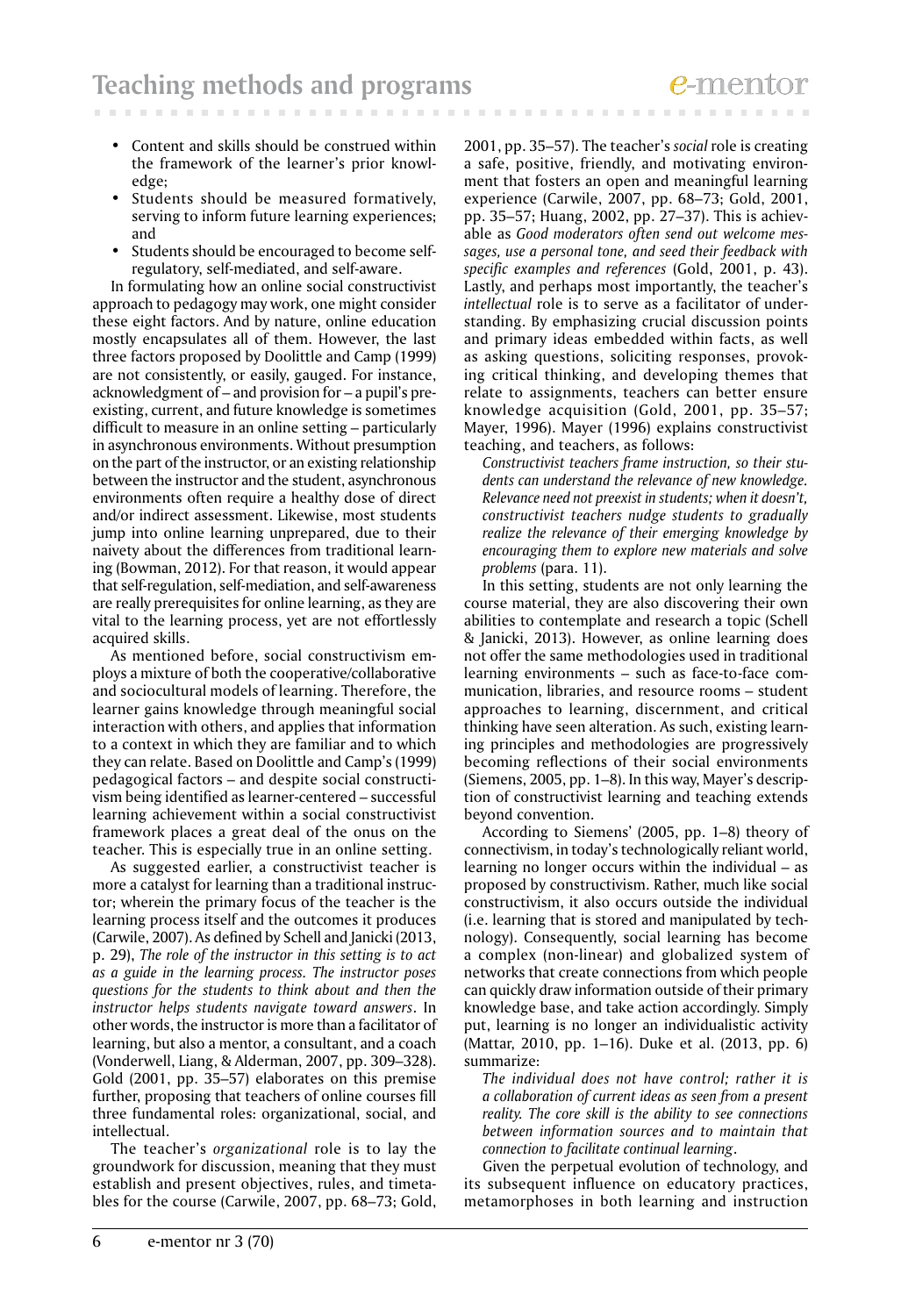- Content and skills should be construed within the framework of the learner's prior knowledge;
- Students should be measured formatively, serving to inform future learning experiences; and
- Students should be encouraged to become self-regulatory, self-mediated, and self-aware.

In formulating how an online social constructivist approach to pedagogy may work, one might consider these eight factors. And by nature, online education mostly encapsulates all of them. However, the last three factors proposed by Doolittle and Camp (1999) are not consistently, or easily, gauged. For instance, acknowledgment of – and provision for – a pupil's pre-existing, current, and future knowledge is sometimes difficult to measure in an online setting – particularly in asynchronous environments. Without presumption on the part of the instructor, or an existing relationship between the instructor and the student, asynchronous environments often require a healthy dose of direct and/or indirect assessment. Likewise, most students jump into online learning unprepared, due to their naivety about the differences from traditional learning (Bowman, 2012). For that reason, it would appear that self-regulation, self-mediation, and self-awareness are really prerequisites for online learning, as they are vital to the learning process, yet are not effortlessly acquired skills.

As mentioned before, social constructivism employs a mixture of both the cooperative/collaborative and sociocultural models of learning. Therefore, the learner gains knowledge through meaningful social interaction with others, and applies that information to a context in which they are familiar and to which they can relate. Based on Doolittle and Camp's (1999) pedagogical factors – and despite social constructivism being identified as learner-centered – successful learning achievement within a social constructivist framework places a great deal of the onus on the teacher. This is especially true in an online setting.

As suggested earlier, a constructivist teacher is more a catalyst for learning than a traditional instructor; wherein the primary focus of the teacher is the learning process itself and the outcomes it produces (Carwile, 2007). As defined by Schell and Janicki (2013, p. 29), *The role of the instructor in this setting is to act as a guide in the learning process. The instructor poses questions for the students to think about and then the instructor helps students navigate toward answers*. In other words, the instructor is more than a facilitator of learning, but also a mentor, a consultant, and a coach (Vonderwell, Liang, & Alderman, 2007, pp. 309–328). Gold (2001, pp. 35–57) elaborates on this premise further, proposing that teachers of online courses fill three fundamental roles: organizational, social, and intellectual.

The teacher's *organizational* role is to lay the groundwork for discussion, meaning that they must establish and present objectives, rules, and timetables for the course (Carwile, 2007, pp. 68–73; Gold, 2001, pp. 35–57). The teacher's *social* role is creating a safe, positive, friendly, and motivating environment that fosters an open and meaningful learning experience (Carwile, 2007, pp. 68–73; Gold, 2001, pp. 35–57; Huang, 2002, pp. 27–37). This is achievable as *Good moderators often send out welcome messages, use a personal tone, and seed their feedback with specific examples and references* (Gold, 2001, p. 43). Lastly, and perhaps most importantly, the teacher's *intellectual* role is to serve as a facilitator of understanding. By emphasizing crucial discussion points and primary ideas embedded within facts, as well as asking questions, soliciting responses, provoking critical thinking, and developing themes that relate to assignments, teachers can better ensure knowledge acquisition (Gold, 2001, pp. 35–57; Mayer, 1996). Mayer (1996) explains constructivist teaching, and teachers, as follows:

*Constructivist teachers frame instruction, so their students can understand the relevance of new knowledge. Relevance need not preexist in students; when it doesn't, constructivist teachers nudge students to gradually realize the relevance of their emerging knowledge by encouraging them to explore new materials and solve problems* (para. 11).

In this setting, students are not only learning the course material, they are also discovering their own abilities to contemplate and research a topic (Schell & Janicki, 2013). However, as online learning does not offer the same methodologies used in traditional learning environments – such as face-to-face communication, libraries, and resource rooms – student approaches to learning, discernment, and critical thinking have seen alteration. As such, existing learning principles and methodologies are progressively becoming reflections of their social environments (Siemens, 2005, pp. 1–8). In this way, Mayer's description of constructivist learning and teaching extends beyond convention.

According to Siemens' (2005, pp. 1–8) theory of connectivism, in today's technologically reliant world, learning no longer occurs within the individual – as proposed by constructivism. Rather, much like social constructivism, it also occurs outside the individual (i.e. learning that is stored and manipulated by technology). Consequently, social learning has become a complex (non-linear) and globalized system of networks that create connections from which people can quickly draw information outside of their primary knowledge base, and take action accordingly. Simply put, learning is no longer an individualistic activity (Mattar, 2010, pp. 1–16). Duke et al. (2013, pp. 6) summarize:

*The individual does not have control; rather it is a collaboration of current ideas as seen from a present reality. The core skill is the ability to see connections between information sources and to maintain that connection to facilitate continual learning*.

Given the perpetual evolution of technology, and its subsequent influence on educatory practices, metamorphoses in both learning and instruction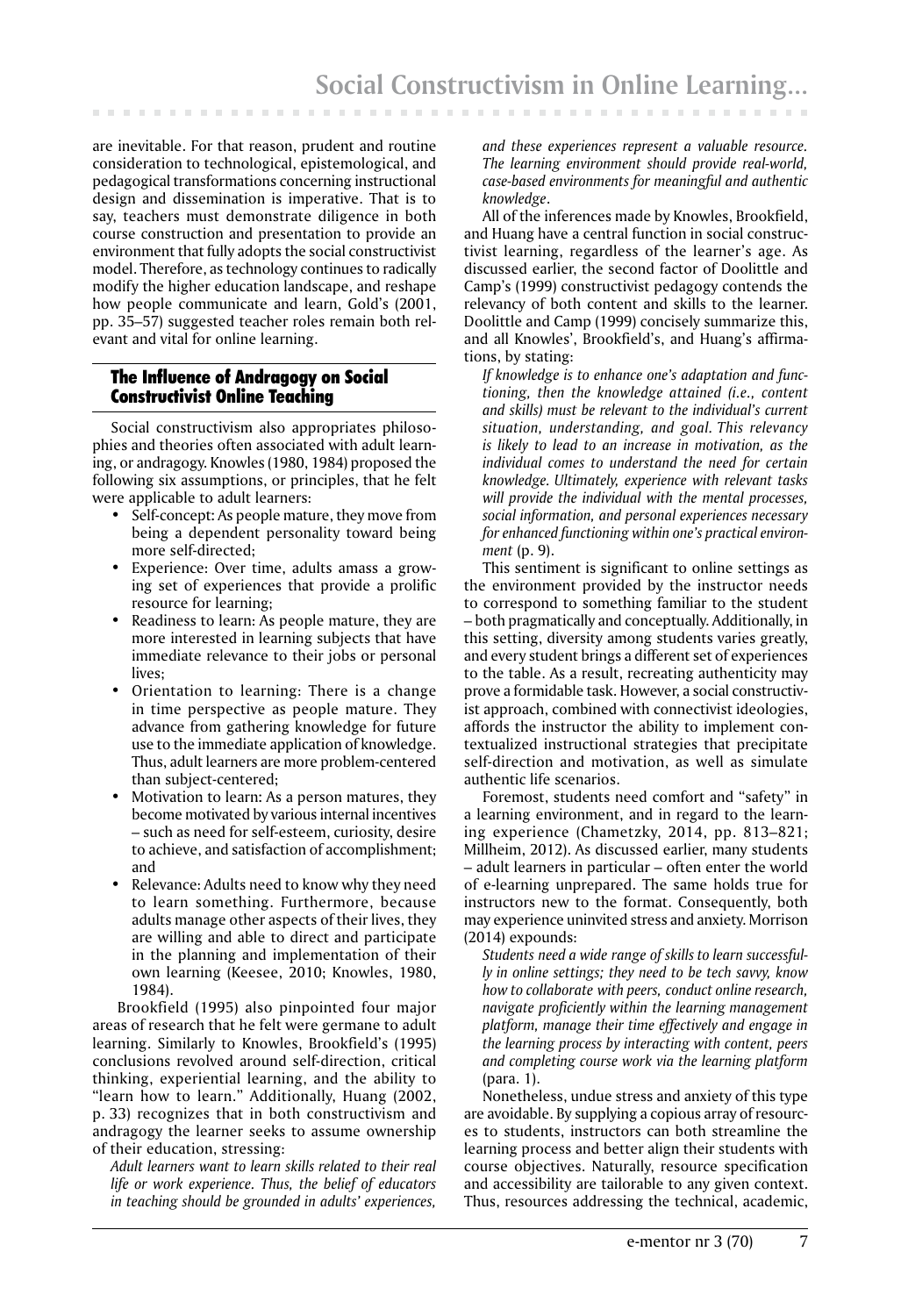are inevitable. For that reason, prudent and routine consideration to technological, epistemological, and pedagogical transformations concerning instructional design and dissemination is imperative. That is to say, teachers must demonstrate diligence in both course construction and presentation to provide an environment that fully adopts the social constructivist model. Therefore, as technology continues to radically modify the higher education landscape, and reshape how people communicate and learn, Gold's (2001, pp. 35–57) suggested teacher roles remain both relevant and vital for online learning.

## The Influence of Andragogy on Social Constructivist Online Teaching

Social constructivism also appropriates philosophies and theories often associated with adult learning, or andragogy. Knowles (1980, 1984) proposed the following six assumptions, or principles, that he felt were applicable to adult learners:

- Self-concept: As people mature, they move from being a dependent personality toward being more self-directed;
- Experience: Over time, adults amass a growing set of experiences that provide a prolific resource for learning;
- Readiness to learn: As people mature, they are more interested in learning subjects that have immediate relevance to their jobs or personal lives;
- Orientation to learning: There is a change in time perspective as people mature. They advance from gathering knowledge for future use to the immediate application of knowledge. Thus, adult learners are more problem-centered than subject-centered;
- Motivation to learn: As a person matures, they become motivated by various internal incentives – such as need for self-esteem, curiosity, desire to achieve, and satisfaction of accomplishment; and
- Relevance: Adults need to know why they need to learn something. Furthermore, because adults manage other aspects of their lives, they are willing and able to direct and participate in the planning and implementation of their own learning (Keesee, 2010; Knowles, 1980, 1984).

Brookfield (1995) also pinpointed four major areas of research that he felt were germane to adult learning. Similarly to Knowles, Brookfield's (1995) conclusions revolved around self-direction, critical thinking, experiential learning, and the ability to "learn how to learn." Additionally, Huang (2002, p. 33) recognizes that in both constructivism and andragogy the learner seeks to assume ownership of their education, stressing:

*Adult learners want to learn skills related to their real life or work experience. Thus, the belief of educators in teaching should be grounded in adults' experiences, and these experiences represent a valuable resource. The learning environment should provide real-world, case-based environments for meaningful and authentic knowledge.*

All of the inferences made by Knowles, Brookfield, and Huang have a central function in social constructivist learning, regardless of the learner's age. As discussed earlier, the second factor of Doolittle and Camp's (1999) constructivist pedagogy contends the relevancy of both content and skills to the learner. Doolittle and Camp (1999) concisely summarize this, and all Knowles', Brookfield's, and Huang's affirmations, by stating:

*If knowledge is to enhance one's adaptation and functioning, then the knowledge attained (i.e., content and skills) must be relevant to the individual's current situation, understanding, and goal. This relevancy is likely to lead to an increase in motivation, as the individual comes to understand the need for certain knowledge. Ultimately, experience with relevant tasks will provide the individual with the mental processes, social information, and personal experiences necessary for enhanced functioning within one's practical environment* (p. 9).

This sentiment is significant to online settings as the environment provided by the instructor needs to correspond to something familiar to the student – both pragmatically and conceptually. Additionally, in this setting, diversity among students varies greatly, and every student brings a different set of experiences to the table. As a result, recreating authenticity may prove a formidable task. However, a social constructivist approach, combined with connectivist ideologies, affords the instructor the ability to implement contextualized instructional strategies that precipitate self-direction and motivation, as well as simulate authentic life scenarios.

Foremost, students need comfort and "safety" in a learning environment, and in regard to the learning experience (Chametzky, 2014, pp. 813–821; Millheim, 2012). As discussed earlier, many students – adult learners in particular – often enter the world of e-learning unprepared. The same holds true for instructors new to the format. Consequently, both may experience uninvited stress and anxiety. Morrison (2014) expounds:

*Students need a wide range of skills to learn successfully in online settings; they need to be tech savvy, know how to collaborate with peers, conduct online research, navigate proficiently within the learning management platform, manage their time effectively and engage in the learning process by interacting with content, peers and completing course work via the learning platform* (para. 1).

Nonetheless, undue stress and anxiety of this type are avoidable. By supplying a copious array of resources to students, instructors can both streamline the learning process and better align their students with course objectives. Naturally, resource specification and accessibility are tailorable to any given context. Thus, resources addressing the technical, academic,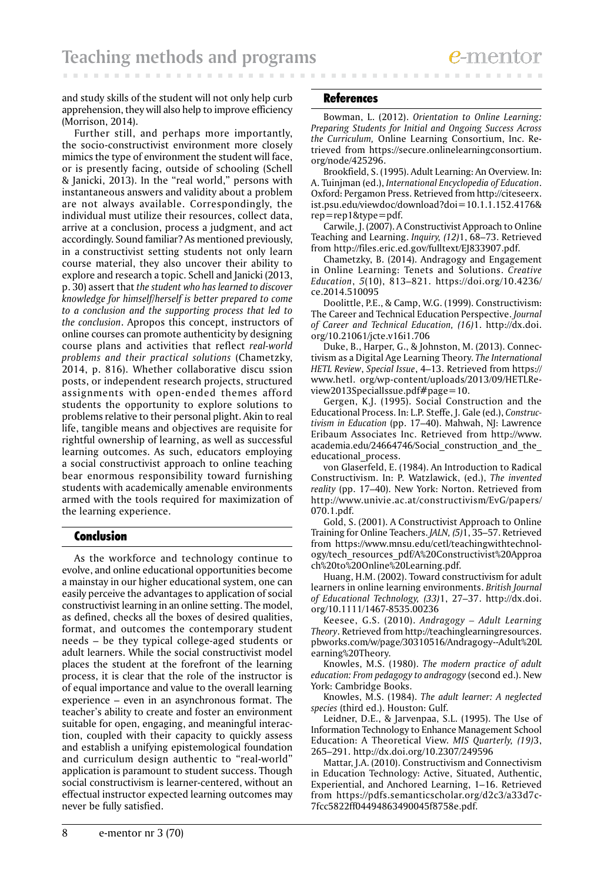and study skills of the student will not only help curb apprehension, they will also help to improve efficiency (Morrison, 2014).

Further still, and perhaps more importantly, the socio-constructivist environment more closely mimics the type of environment the student will face, or is presently facing, outside of schooling (Schell & Janicki, 2013). In the "real world," persons with instantaneous answers and validity about a problem are not always available. Correspondingly, the individual must utilize their resources, collect data, arrive at a conclusion, process a judgment, and act accordingly. Sound familiar? As mentioned previously, in a constructivist setting students not only learn course material, they also uncover their ability to explore and research a topic. Schell and Janicki (2013, p. 30) assert that *the student who has learned to discover knowledge for himself/herself is better prepared to come to a conclusion and the supporting process that led to the conclusion*. Apropos this concept, instructors of online courses can promote authenticity by designing course plans and activities that reflect *real-world problems and their practical solutions* (Chametzky, 2014, p. 816). Whether collaborative discu ssion posts, or independent research projects, structured assignments with open-ended themes afford students the opportunity to explore solutions to problems relative to their personal plight. Akin to real life, tangible means and objectives are requisite for rightful ownership of learning, as well as successful learning outcomes. As such, educators employing a social constructivist approach to online teaching bear enormous responsibility toward furnishing students with academically amenable environments armed with the tools required for maximization of the learning experience.

## Conclusion

As the workforce and technology continue to evolve, and online educational opportunities become a mainstay in our higher educational system, one can easily perceive the advantages to application of social constructivist learning in an online setting. The model, as defined, checks all the boxes of desired qualities, format, and outcomes the contemporary student needs – be they typical college-aged students or adult learners. While the social constructivist model places the student at the forefront of the learning process, it is clear that the role of the instructor is of equal importance and value to the overall learning experience – even in an asynchronous format. The teacher's ability to create and foster an environment suitable for open, engaging, and meaningful interaction, coupled with their capacity to quickly assess and establish a unifying epistemological foundation and curriculum design authentic to "real-world" application is paramount to student success. Though social constructivism is learner-centered, without an effectual instructor expected learning outcomes may never be fully satisfied.

## References

Bowman, L. (2012). *Orientation to Online Learning: Preparing Students for Initial and Ongoing Success Across the Curriculum,* Online Learning Consortium, Inc. Retrieved from https://secure.onlinelearningconsortium.org/node/425296.

Brookfield, S. (1995). Adult Learning: An Overview. In: A. Tuinjman (ed.), *International Encyclopedia of Education*. Oxford: Pergamon Press. Retrieved from http://citeseerx.ist.psu.edu/viewdoc/download?doi=10.1.1.152.4176&rep=rep1&type=pdf.

Carwile, J. (2007). A Constructivist Approach to Online Teaching and Learning. *Inquiry, (12)*1, 68–73. Retrieved from http://files.eric.ed.gov/fulltext/EJ833907.pdf.

Chametzky, B. (2014). Andragogy and Engagement in Online Learning: Tenets and Solutions. *Creative Education*, *5*(10), 813–821. https://doi.org/10.4236/ce.2014.510095

Doolittle, P.E., & Camp, W.G. (1999). Constructivism: The Career and Technical Education Perspective. *Journal of Career and Technical Education, (16)*1. http://dx.doi.org/10.21061/jcte.v16i1.706

Duke, B., Harper, G., & Johnston, M. (2013). Connectivism as a Digital Age Learning Theory. *The International HETL Review*, *Special Issue*, 4–13. Retrieved from https://www.hetl. org/wp-content/uploads/2013/09/HETLReview2013SpecialIssue.pdf#page=10.

Gergen, K.J. (1995). Social Construction and the Educational Process. In: L.P. Steffe, J. Gale (ed.), *Constructivism in Education* (pp. 17–40). Mahwah, NJ: Lawrence Eribaum Associates Inc. Retrieved from http://www.academia.edu/24664746/Social_construction_and_the_educational_process.

von Glaserfeld, E. (1984). An Introduction to Radical Constructivism. In: P. Watzlawick, (ed.), *The invented reality* (pp. 17–40). New York: Norton. Retrieved from http://www.univie.ac.at/constructivism/EvG/papers/070.1.pdf.

Gold, S. (2001). A Constructivist Approach to Online Training for Online Teachers. *JALN, (5)*1, 35–57. Retrieved from https://www.mnsu.edu/cetl/teachingwithtechnology/tech_resources_pdf/A%20Constructivist%20Approach%20to%20Online%20Learning.pdf.

Huang, H.M. (2002). Toward constructivism for adult learners in online learning environments. *British Journal of Educational Technology, (33)*1, 27–37. http://dx.doi.org/10.1111/1467-8535.00236

Keesee, G.S. (2010). *Andragogy – Adult Learning Theory*. Retrieved from http://teachinglearningresources.pbworks.com/w/page/30310516/Andragogy--Adult%20Learning%20Theory.

Knowles, M.S. (1980). *The modern practice of adult education: From pedagogy to andragogy* (second ed.). New York: Cambridge Books.

Knowles, M.S. (1984). *The adult learner: A neglected species* (third ed.). Houston: Gulf.

Leidner, D.E., & Jarvenpaa, S.L. (1995). The Use of Information Technology to Enhance Management School Education: A Theoretical View. *MIS Quarterly, (19)*3, 265–291. http://dx.doi.org/10.2307/249596

Mattar, J.A. (2010). Constructivism and Connectivism in Education Technology: Active, Situated, Authentic, Experiential, and Anchored Learning, 1–16. Retrieved from https://pdfs.semanticscholar.org/d2c3/a33d7c7fcc5822ff04494863490045f8758e.pdf.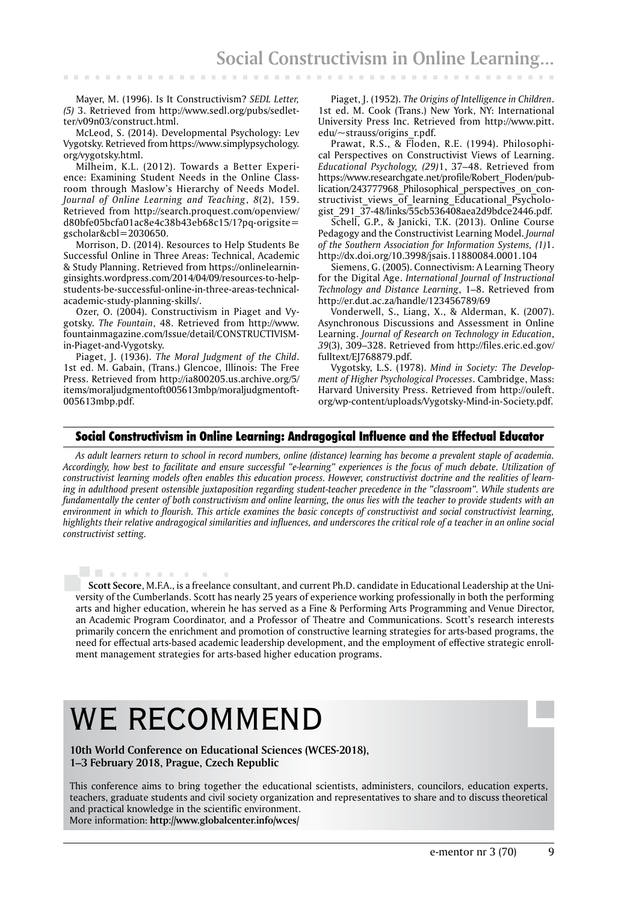Mayer, M. (1996). Is It Constructivism? *SEDL Letter, (5)* 3. Retrieved from http://www.sedl.org/pubs/sedletter/v09n03/construct.html.

McLeod, S. (2014). Developmental Psychology: Lev Vygotsky. Retrieved from https://www.simplypsychology.org/vygotsky.html.

Milheim, K.L. (2012). Towards a Better Experience: Examining Student Needs in the Online Classroom through Maslow's Hierarchy of Needs Model. *Journal of Online Learning and Teaching*, *8*(2), 159. Retrieved from http://search.proquest.com/openview/d80bfe05bcfa01ac8e4c38b43eb68c15/1?pq-origsite=gscholar&cbl=2030650.

Morrison, D. (2014). Resources to Help Students Be Successful Online in Three Areas: Technical, Academic & Study Planning. Retrieved from https://onlinelearninginsights.wordpress.com/2014/04/09/resources-to-help-students-be-successful-online-in-three-areas-technical-academic-study-planning-skills/.

Ozer, O. (2004). Constructivism in Piaget and Vygotsky. *The Fountain*, 48. Retrieved from http://www.fountainmagazine.com/Issue/detail/CONSTRUCTIVISM-in-Piaget-and-Vygotsky.

Piaget, J. (1936). *The Moral Judgment of the Child*. 1st ed. M. Gabain, (Trans.) Glencoe, Illinois: The Free Press. Retrieved from http://ia800205.us.archive.org/5/items/moraljudgmentoft005613mbp/moraljudgmentoft005613mbp.pdf.

Piaget, J. (1952). *The Origins of Intelligence in Children*. 1st ed. M. Cook (Trans.) New York, NY: International University Press Inc. Retrieved from http://www.pitt.edu/~strauss/origins_r.pdf.

Prawat, R.S., & Floden, R.E. (1994). Philosophical Perspectives on Constructivist Views of Learning. *Educational Psychology, (29)*1, 37–48. Retrieved from https://www.researchgate.net/profile/Robert_Floden/publication/243777968_Philosophical_perspectives_on_constructivist_views_of_learning_Educational_Psychologist_291_37-48/links/55cb536408aea2d9bdce2446.pdf.

Schell, G.P., & Janicki, T.K. (2013). Online Course Pedagogy and the Constructivist Learning Model. *Journal of the Southern Association for Information Systems, (1)*1. http://dx.doi.org/10.3998/jsais.11880084.0001.104

Siemens, G. (2005). Connectivism: A Learning Theory for the Digital Age. *International Journal of Instructional Technology and Distance Learning*, 1–8. Retrieved from http://er.dut.ac.za/handle/123456789/69

Vonderwell, S., Liang, X., & Alderman, K. (2007). Asynchronous Discussions and Assessment in Online Learning. *Journal of Research on Technology in Education*, *39*(3), 309–328. Retrieved from http://files.eric.ed.gov/fulltext/EJ768879.pdf.

Vygotsky, L.S. (1978). *Mind in Society: The Development of Higher Psychological Processes*. Cambridge, Mass: Harvard University Press. Retrieved from http://ouleft.org/wp-content/uploads/Vygotsky-Mind-in-Society.pdf.

## Social Constructivism in Online Learning: Andragogical Influence and the Effectual Educator

*As adult learners return to school in record numbers, online (distance) learning has become a prevalent staple of academia. Accordingly, how best to facilitate and ensure successful "e-learning" experiences is the focus of much debate. Utilization of constructivist learning models often enables this education process. However, constructivist doctrine and the realities of learning in adulthood present ostensible juxtaposition regarding student-teacher precedence in the "classroom". While students are fundamentally the center of both constructivism and online learning, the onus lies with the teacher to provide students with an environment in which to flourish. This article examines the basic concepts of constructivist and social constructivist learning, highlights their relative andragogical similarities and influences, and underscores the critical role of a teacher in an online social constructivist setting.*

**Scott Secore**, M.F.A., is a freelance consultant, and current Ph.D. candidate in Educational Leadership at the University of the Cumberlands. Scott has nearly 25 years of experience working professionally in both the performing arts and higher education, wherein he has served as a Fine & Performing Arts Programming and Venue Director, an Academic Program Coordinator, and a Professor of Theatre and Communications. Scott's research interests primarily concern the enrichment and promotion of constructive learning strategies for arts-based programs, the need for effectual arts-based academic leadership development, and the employment of effective strategic enrollment management strategies for arts-based higher education programs.

# WE RECOMMEND

**10th World Conference on Educational Sciences (WCES-2018), 1–3 February 2018, Prague, Czech Republic**

This conference aims to bring together the educational scientists, administers, councilors, education experts, teachers, graduate students and civil society organization and representatives to share and to discuss theoretical and practical knowledge in the scientific environment.
More information: **http://www.globalcenter.info/wces/**